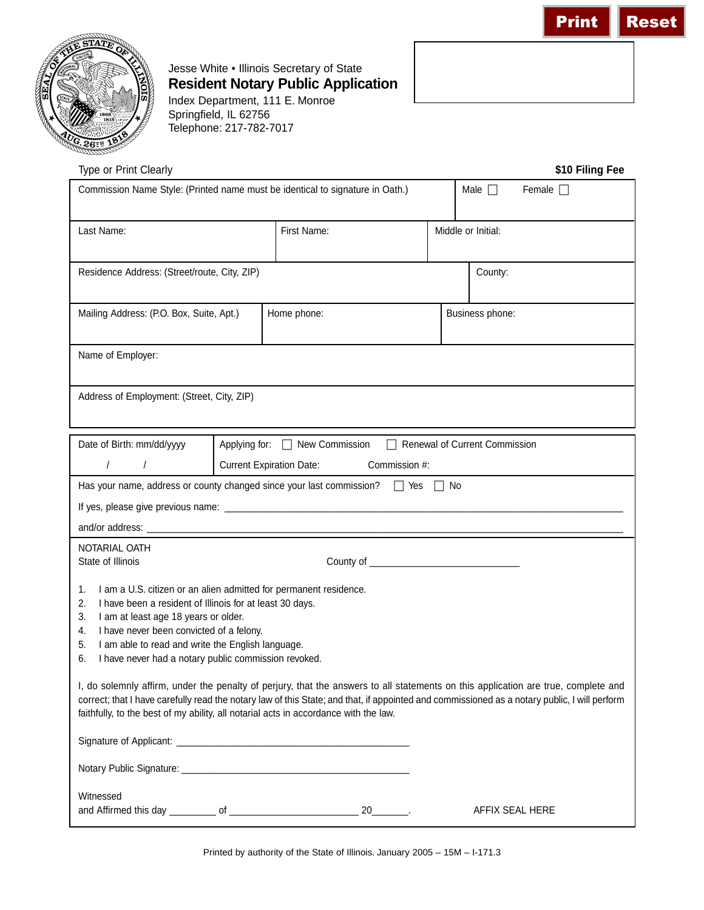Jesse White • Illinois Secretary of State

# Resident Notary Public Application

Index Department, 111 E. Monroe
Springfield, IL 62756
Telephone: 217-782-7017

Type or Print Clearly **$10 Filing Fee**

| Commission Name Style: (Printed name must be identical to signature in Oath.) | | Male ☐ Female ☐ |
|---|---|---|
| Last Name: | First Name: | Middle or Initial: |
| Residence Address: (Street/route, City, ZIP) | | County: |
| Mailing Address: (P.O. Box, Suite, Apt.) | Home phone: | Business phone: |
| Name of Employer: | | |
| Address of Employment: (Street, City, ZIP) | | |

| Date of Birth: mm/dd/yyyy | Applying for: ☐ New Commission ☐ Renewal of Current Commission |
|---|---|
| / / | Current Expiration Date: Commission #: |

Has your name, address or county changed since your last commission? ☐ Yes ☐ No

If yes, please give previous name: ____________________________________________

and/or address: ____________________________________________

NOTARIAL OATH
State of Illinois County of ____________________________

1. I am a U.S. citizen or an alien admitted for permanent residence.
2. I have been a resident of Illinois for at least 30 days.
3. I am at least age 18 years or older.
4. I have never been convicted of a felony.
5. I am able to read and write the English language.
6. I have never had a notary public commission revoked.

I, do solemnly affirm, under the penalty of perjury, that the answers to all statements on this application are true, complete and correct; that I have carefully read the notary law of this State; and that, if appointed and commissioned as a notary public, I will perform faithfully, to the best of my ability, all notarial acts in accordance with the law.

Signature of Applicant: ____________________________________________

Notary Public Signature: ____________________________________________

Witnessed
and Affirmed this day _________ of ________________________ 20_______. AFFIX SEAL HERE

Printed by authority of the State of Illinois. January 2005 – 15M – I-171.3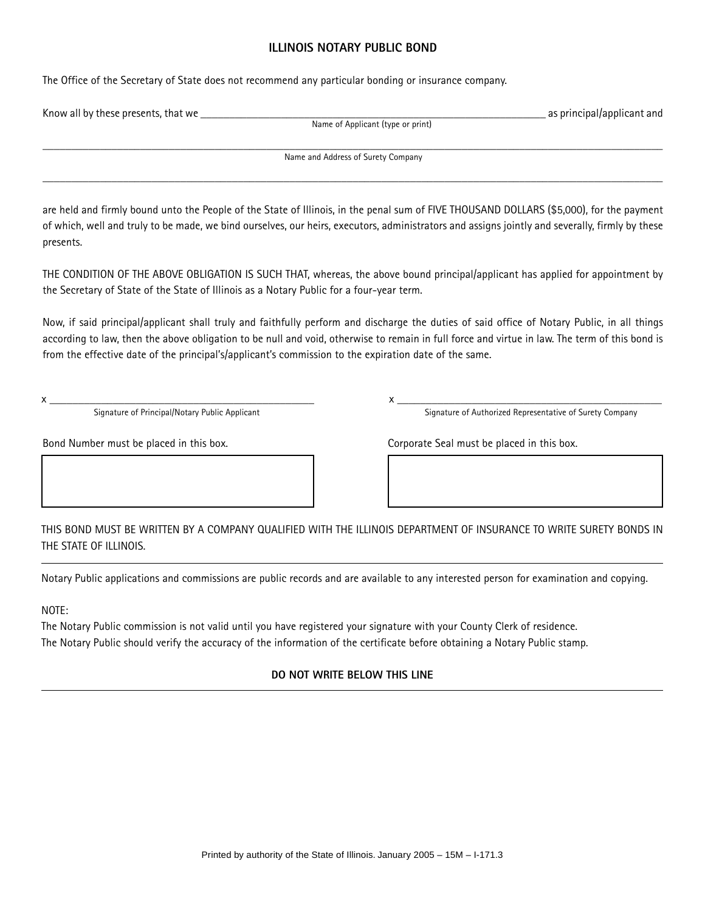## ILLINOIS NOTARY PUBLIC BOND

The Office of the Secretary of State does not recommend any particular bonding or insurance company.

Know all by these presents, that we ________________________________________ as principal/applicant and

Name of Applicant (type or print)

______________________________________________________________________

Name and Address of Surety Company

______________________________________________________________________

are held and firmly bound unto the People of the State of Illinois, in the penal sum of FIVE THOUSAND DOLLARS ($5,000), for the payment of which, well and truly to be made, we bind ourselves, our heirs, executors, administrators and assigns jointly and severally, firmly by these presents.

THE CONDITION OF THE ABOVE OBLIGATION IS SUCH THAT, whereas, the above bound principal/applicant has applied for appointment by the Secretary of State of the State of Illinois as a Notary Public for a four-year term.

Now, if said principal/applicant shall truly and faithfully perform and discharge the duties of said office of Notary Public, in all things according to law, then the above obligation to be null and void, otherwise to remain in full force and virtue in law. The term of this bond is from the effective date of the principal's/applicant's commission to the expiration date of the same.

x ______________________________________

Signature of Principal/Notary Public Applicant

x ______________________________________

Signature of Authorized Representative of Surety Company

Bond Number must be placed in this box.

Corporate Seal must be placed in this box.

THIS BOND MUST BE WRITTEN BY A COMPANY QUALIFIED WITH THE ILLINOIS DEPARTMENT OF INSURANCE TO WRITE SURETY BONDS IN THE STATE OF ILLINOIS.

---

Notary Public applications and commissions are public records and are available to any interested person for examination and copying.

NOTE:
The Notary Public commission is not valid until you have registered your signature with your County Clerk of residence.
The Notary Public should verify the accuracy of the information of the certificate before obtaining a Notary Public stamp.

**DO NOT WRITE BELOW THIS LINE**

---

Printed by authority of the State of Illinois. January 2005 – 15M – I-171.3